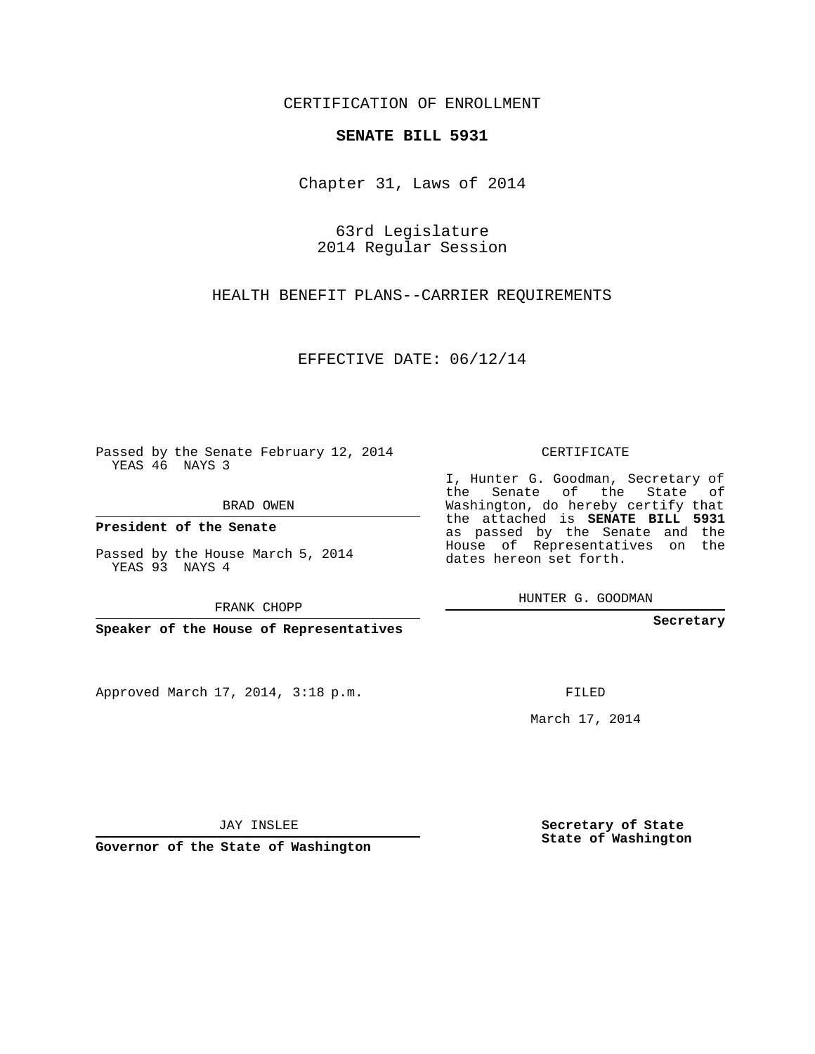CERTIFICATION OF ENROLLMENT

**SENATE BILL 5931**

Chapter 31, Laws of 2014

63rd Legislature
2014 Regular Session

HEALTH BENEFIT PLANS--CARRIER REQUIREMENTS

EFFECTIVE DATE: 06/12/14

Passed by the Senate February 12, 2014
YEAS 46 NAYS 3

BRAD OWEN

**President of the Senate**

Passed by the House March 5, 2014
YEAS 93 NAYS 4

FRANK CHOPP

**Speaker of the House of Representatives**

CERTIFICATE

I, Hunter G. Goodman, Secretary of the Senate of the State of Washington, do hereby certify that the attached is **SENATE BILL 5931** as passed by the Senate and the House of Representatives on the dates hereon set forth.

HUNTER G. GOODMAN

**Secretary**

Approved March 17, 2014, 3:18 p.m.

FILED

March 17, 2014

JAY INSLEE

**Governor of the State of Washington**

**Secretary of State**
**State of Washington**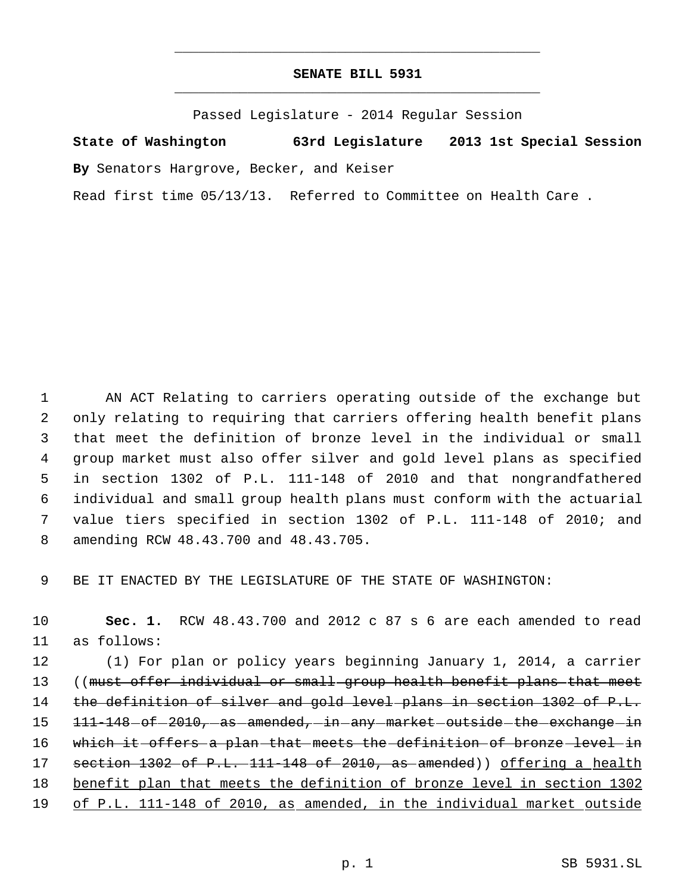# SENATE BILL 5931

Passed Legislature - 2014 Regular Session

**State of Washington 63rd Legislature 2013 1st Special Session**

**By** Senators Hargrove, Becker, and Keiser

Read first time 05/13/13. Referred to Committee on Health Care .

AN ACT Relating to carriers operating outside of the exchange but only relating to requiring that carriers offering health benefit plans that meet the definition of bronze level in the individual or small group market must also offer silver and gold level plans as specified in section 1302 of P.L. 111-148 of 2010 and that nongrandfathered individual and small group health plans must conform with the actuarial value tiers specified in section 1302 of P.L. 111-148 of 2010; and amending RCW 48.43.700 and 48.43.705.

BE IT ENACTED BY THE LEGISLATURE OF THE STATE OF WASHINGTON:

**Sec. 1.** RCW 48.43.700 and 2012 c 87 s 6 are each amended to read as follows:

(1) For plan or policy years beginning January 1, 2014, a carrier ((~~must offer individual or small group health benefit plans that meet the definition of silver and gold level plans in section 1302 of P.L. 111-148 of 2010, as amended, in any market outside the exchange in which it offers a plan that meets the definition of bronze level in section 1302 of P.L. 111-148 of 2010, as amended~~)) offering a health benefit plan that meets the definition of bronze level in section 1302 of P.L. 111-148 of 2010, as amended, in the individual market outside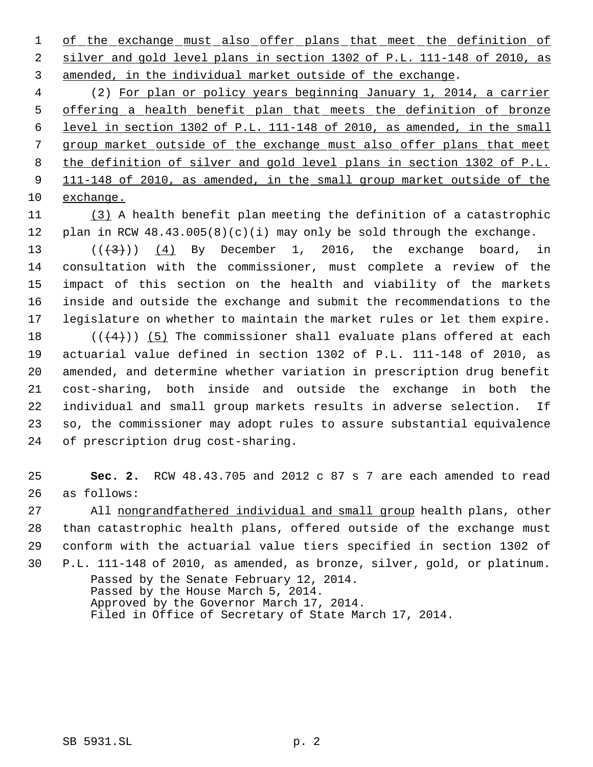of the exchange must also offer plans that meet the definition of silver and gold level plans in section 1302 of P.L. 111-148 of 2010, as amended, in the individual market outside of the exchange.

(2) For plan or policy years beginning January 1, 2014, a carrier offering a health benefit plan that meets the definition of bronze level in section 1302 of P.L. 111-148 of 2010, as amended, in the small group market outside of the exchange must also offer plans that meet the definition of silver and gold level plans in section 1302 of P.L. 111-148 of 2010, as amended, in the small group market outside of the exchange.

(3) A health benefit plan meeting the definition of a catastrophic plan in RCW 48.43.005(8)(c)(i) may only be sold through the exchange.

((~~(3)~~)) (4) By December 1, 2016, the exchange board, in consultation with the commissioner, must complete a review of the impact of this section on the health and viability of the markets inside and outside the exchange and submit the recommendations to the legislature on whether to maintain the market rules or let them expire.

((~~(4)~~)) (5) The commissioner shall evaluate plans offered at each actuarial value defined in section 1302 of P.L. 111-148 of 2010, as amended, and determine whether variation in prescription drug benefit cost-sharing, both inside and outside the exchange in both the individual and small group markets results in adverse selection. If so, the commissioner may adopt rules to assure substantial equivalence of prescription drug cost-sharing.

**Sec. 2.** RCW 48.43.705 and 2012 c 87 s 7 are each amended to read as follows:

All nongrandfathered individual and small group health plans, other than catastrophic health plans, offered outside of the exchange must conform with the actuarial value tiers specified in section 1302 of P.L. 111-148 of 2010, as amended, as bronze, silver, gold, or platinum.

Passed by the Senate February 12, 2014.
Passed by the House March 5, 2014.
Approved by the Governor March 17, 2014.
Filed in Office of Secretary of State March 17, 2014.